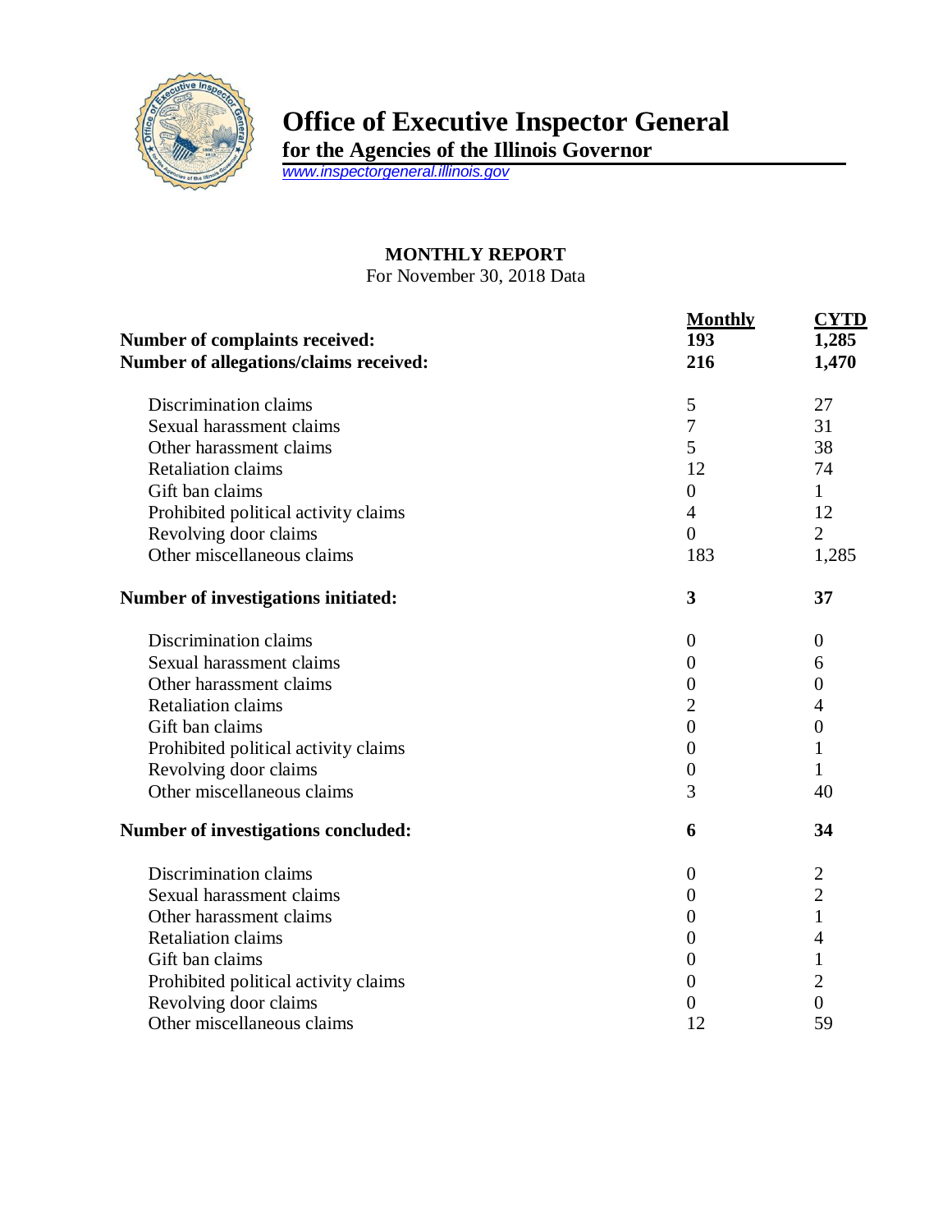# Office of Executive Inspector General

**for the Agencies of the Illinois Governor**

www.inspectorgeneral.illinois.gov

**MONTHLY REPORT**

For November 30, 2018 Data

| | **Monthly** | **CYTD** |
|---|---|---|
| **Number of complaints received:** | **193** | **1,285** |
| **Number of allegations/claims received:** | **216** | **1,470** |
| Discrimination claims | 5 | 27 |
| Sexual harassment claims | 7 | 31 |
| Other harassment claims | 5 | 38 |
| Retaliation claims | 12 | 74 |
| Gift ban claims | 0 | 1 |
| Prohibited political activity claims | 4 | 12 |
| Revolving door claims | 0 | 2 |
| Other miscellaneous claims | 183 | 1,285 |
| **Number of investigations initiated:** | **3** | **37** |
| Discrimination claims | 0 | 0 |
| Sexual harassment claims | 0 | 6 |
| Other harassment claims | 0 | 0 |
| Retaliation claims | 2 | 4 |
| Gift ban claims | 0 | 0 |
| Prohibited political activity claims | 0 | 1 |
| Revolving door claims | 0 | 1 |
| Other miscellaneous claims | 3 | 40 |
| **Number of investigations concluded:** | **6** | **34** |
| Discrimination claims | 0 | 2 |
| Sexual harassment claims | 0 | 2 |
| Other harassment claims | 0 | 1 |
| Retaliation claims | 0 | 4 |
| Gift ban claims | 0 | 1 |
| Prohibited political activity claims | 0 | 2 |
| Revolving door claims | 0 | 0 |
| Other miscellaneous claims | 12 | 59 |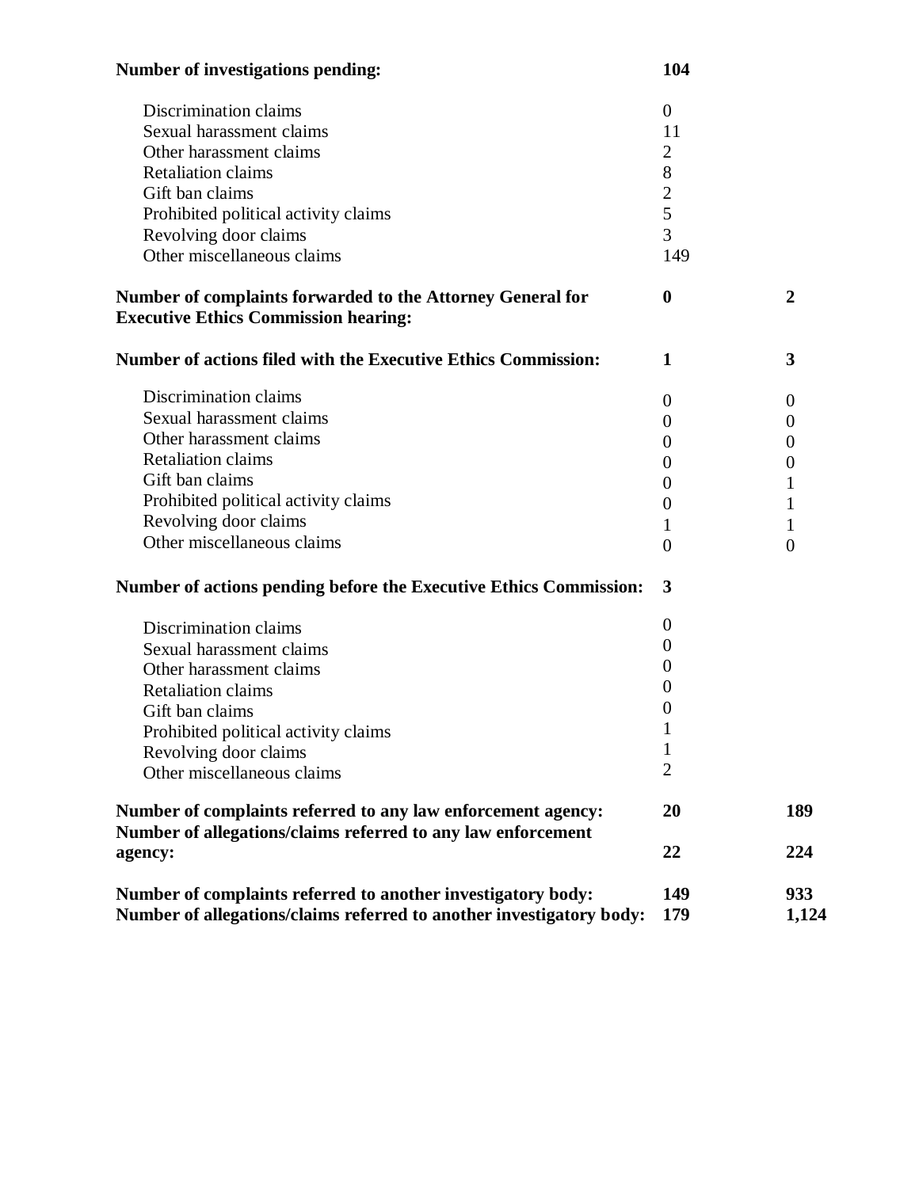| | | |
|---|---|---|
| **Number of investigations pending:** | **104** | |
| Discrimination claims | 0 | |
| Sexual harassment claims | 11 | |
| Other harassment claims | 2 | |
| Retaliation claims | 8 | |
| Gift ban claims | 2 | |
| Prohibited political activity claims | 5 | |
| Revolving door claims | 3 | |
| Other miscellaneous claims | 149 | |
| **Number of complaints forwarded to the Attorney General for Executive Ethics Commission hearing:** | **0** | **2** |
| **Number of actions filed with the Executive Ethics Commission:** | **1** | **3** |
| Discrimination claims | 0 | 0 |
| Sexual harassment claims | 0 | 0 |
| Other harassment claims | 0 | 0 |
| Retaliation claims | 0 | 0 |
| Gift ban claims | 0 | 1 |
| Prohibited political activity claims | 0 | 1 |
| Revolving door claims | 1 | 1 |
| Other miscellaneous claims | 0 | 0 |
| **Number of actions pending before the Executive Ethics Commission:** | **3** | |
| Discrimination claims | 0 | |
| Sexual harassment claims | 0 | |
| Other harassment claims | 0 | |
| Retaliation claims | 0 | |
| Gift ban claims | 0 | |
| Prohibited political activity claims | 1 | |
| Revolving door claims | 1 | |
| Other miscellaneous claims | 2 | |
| **Number of complaints referred to any law enforcement agency:** | **20** | **189** |
| **Number of allegations/claims referred to any law enforcement agency:** | **22** | **224** |
| **Number of complaints referred to another investigatory body:** | **149** | **933** |
| **Number of allegations/claims referred to another investigatory body:** | **179** | **1,124** |